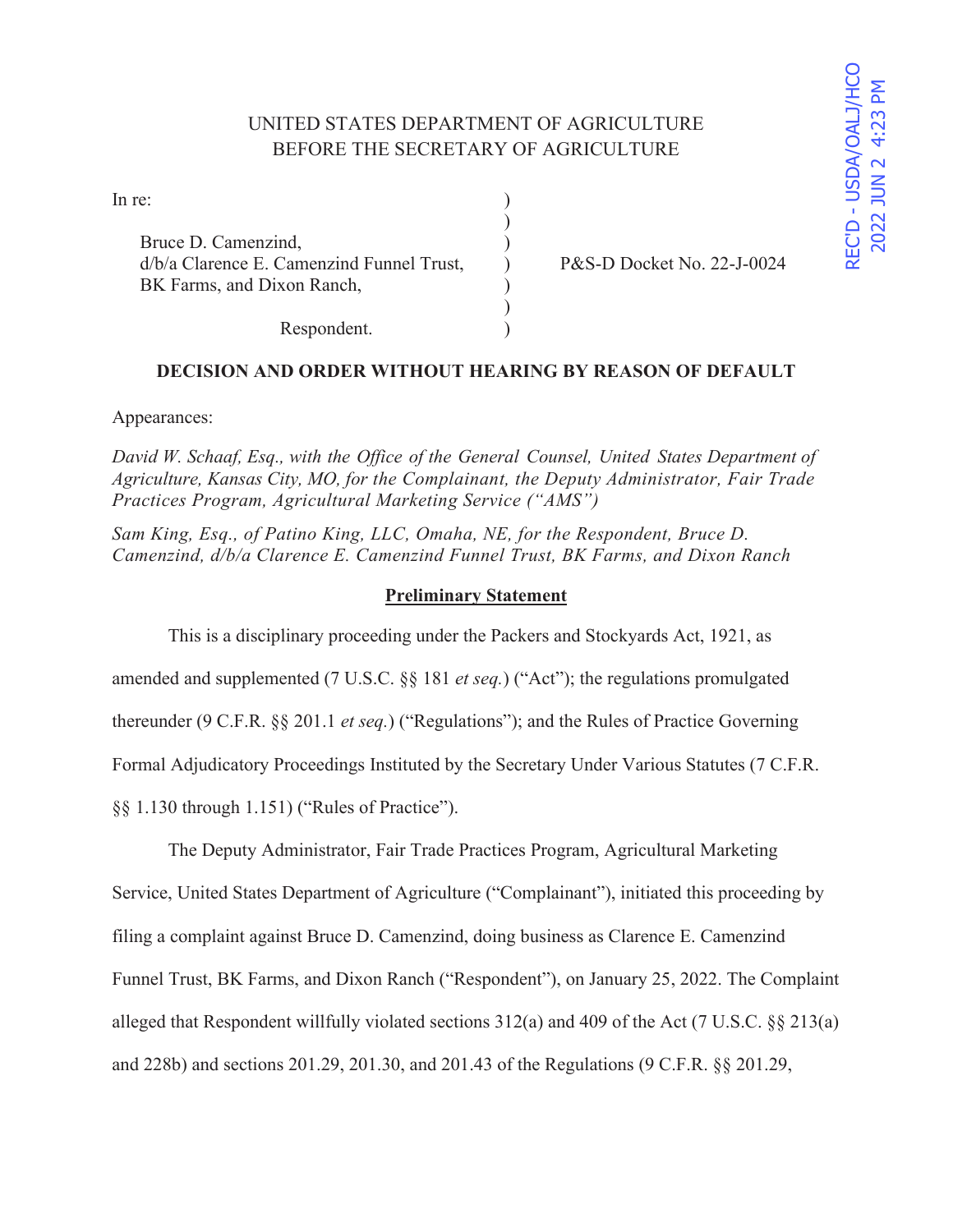UNITED STATES DEPARTMENT OF AGRICULTURE
BEFORE THE SECRETARY OF AGRICULTURE

REC'D - USDA/OALJ/HCO
2022 JUN 2 4:23 PM

| | | |
|---|---|---|
| In re: | ) | |
| | ) | |
| Bruce D. Camenzind, | ) | |
| d/b/a Clarence E. Camenzind Funnel Trust, | ) | P&S-D Docket No. 22-J-0024 |
| BK Farms, and Dixon Ranch, | ) | |
| | ) | |
| Respondent. | ) | |

**DECISION AND ORDER WITHOUT HEARING BY REASON OF DEFAULT**

Appearances:

*David W. Schaaf, Esq., with the Office of the General Counsel, United States Department of Agriculture, Kansas City, MO, for the Complainant, the Deputy Administrator, Fair Trade Practices Program, Agricultural Marketing Service ("AMS")*

*Sam King, Esq., of Patino King, LLC, Omaha, NE, for the Respondent, Bruce D. Camenzind, d/b/a Clarence E. Camenzind Funnel Trust, BK Farms, and Dixon Ranch*

**Preliminary Statement**

This is a disciplinary proceeding under the Packers and Stockyards Act, 1921, as amended and supplemented (7 U.S.C. §§ 181 *et seq.*) ("Act"); the regulations promulgated thereunder (9 C.F.R. §§ 201.1 *et seq.*) ("Regulations"); and the Rules of Practice Governing Formal Adjudicatory Proceedings Instituted by the Secretary Under Various Statutes (7 C.F.R. §§ 1.130 through 1.151) ("Rules of Practice").

The Deputy Administrator, Fair Trade Practices Program, Agricultural Marketing Service, United States Department of Agriculture ("Complainant"), initiated this proceeding by filing a complaint against Bruce D. Camenzind, doing business as Clarence E. Camenzind Funnel Trust, BK Farms, and Dixon Ranch ("Respondent"), on January 25, 2022. The Complaint alleged that Respondent willfully violated sections 312(a) and 409 of the Act (7 U.S.C. §§ 213(a) and 228b) and sections 201.29, 201.30, and 201.43 of the Regulations (9 C.F.R. §§ 201.29,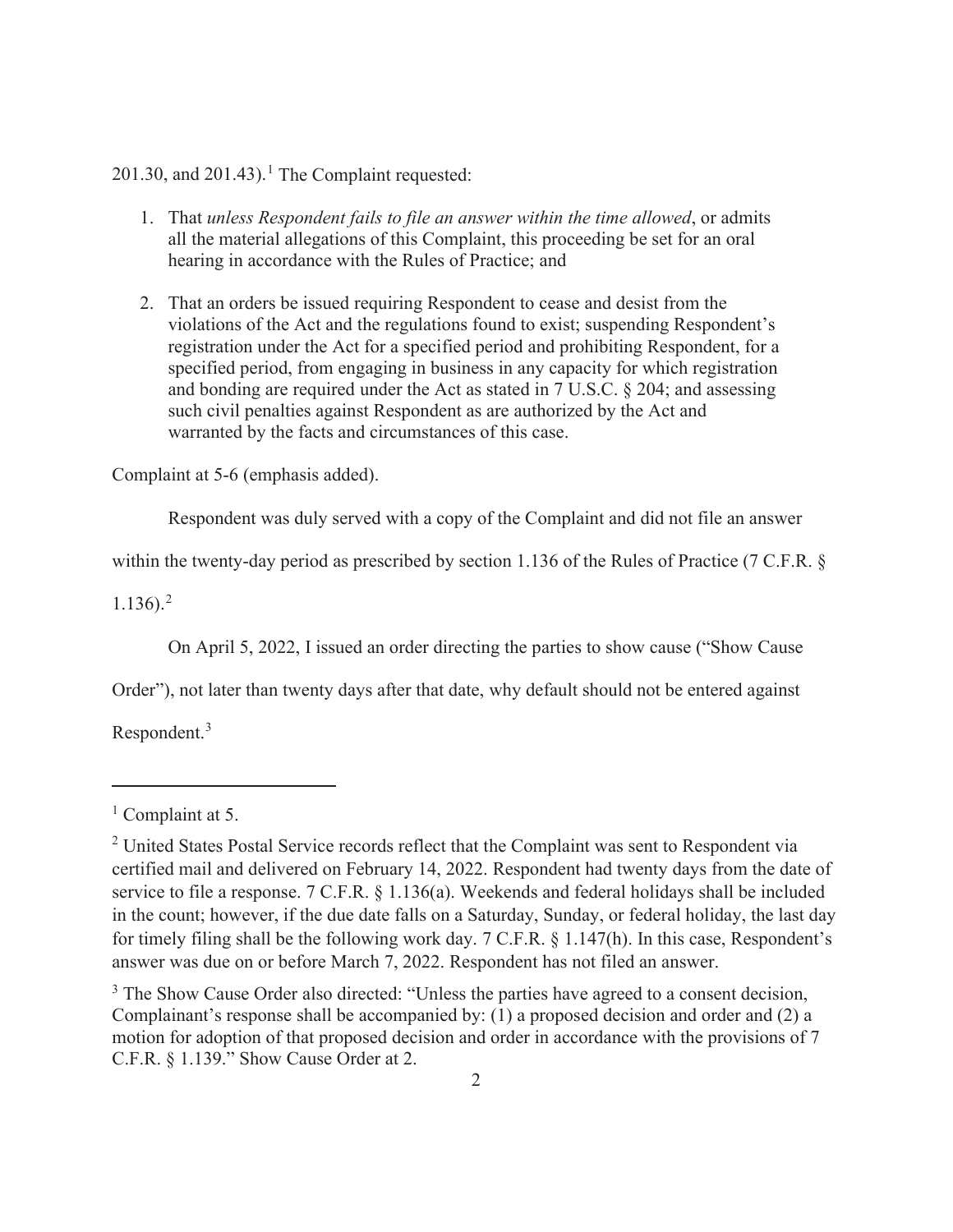201.30, and 201.43).[1] The Complaint requested:

1. That *unless Respondent fails to file an answer within the time allowed*, or admits all the material allegations of this Complaint, this proceeding be set for an oral hearing in accordance with the Rules of Practice; and

2. That an orders be issued requiring Respondent to cease and desist from the violations of the Act and the regulations found to exist; suspending Respondent's registration under the Act for a specified period and prohibiting Respondent, for a specified period, from engaging in business in any capacity for which registration and bonding are required under the Act as stated in 7 U.S.C. § 204; and assessing such civil penalties against Respondent as are authorized by the Act and warranted by the facts and circumstances of this case.

Complaint at 5-6 (emphasis added).

Respondent was duly served with a copy of the Complaint and did not file an answer within the twenty-day period as prescribed by section 1.136 of the Rules of Practice (7 C.F.R. § 1.136).[2]

On April 5, 2022, I issued an order directing the parties to show cause ("Show Cause Order"), not later than twenty days after that date, why default should not be entered against Respondent.[3]

---

[1] Complaint at 5.

[2] United States Postal Service records reflect that the Complaint was sent to Respondent via certified mail and delivered on February 14, 2022. Respondent had twenty days from the date of service to file a response. 7 C.F.R. § 1.136(a). Weekends and federal holidays shall be included in the count; however, if the due date falls on a Saturday, Sunday, or federal holiday, the last day for timely filing shall be the following work day. 7 C.F.R. § 1.147(h). In this case, Respondent's answer was due on or before March 7, 2022. Respondent has not filed an answer.

[3] The Show Cause Order also directed: "Unless the parties have agreed to a consent decision, Complainant's response shall be accompanied by: (1) a proposed decision and order and (2) a motion for adoption of that proposed decision and order in accordance with the provisions of 7 C.F.R. § 1.139." Show Cause Order at 2.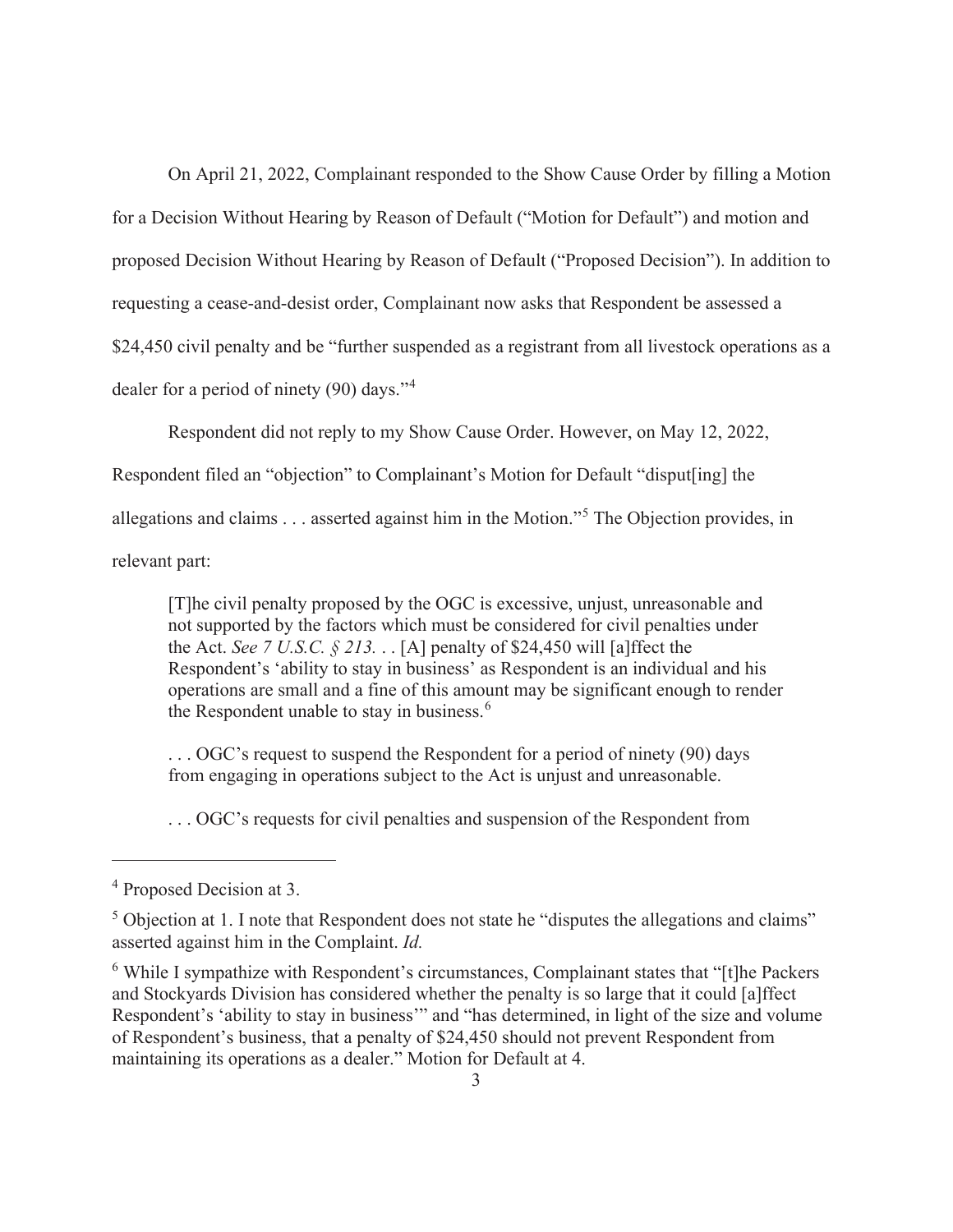On April 21, 2022, Complainant responded to the Show Cause Order by filling a Motion for a Decision Without Hearing by Reason of Default ("Motion for Default") and motion and proposed Decision Without Hearing by Reason of Default ("Proposed Decision"). In addition to requesting a cease-and-desist order, Complainant now asks that Respondent be assessed a $24,450 civil penalty and be "further suspended as a registrant from all livestock operations as a dealer for a period of ninety (90) days."[4]

Respondent did not reply to my Show Cause Order. However, on May 12, 2022, Respondent filed an "objection" to Complainant's Motion for Default "disput[ing] the allegations and claims . . . asserted against him in the Motion."[5] The Objection provides, in relevant part:

> [T]he civil penalty proposed by the OGC is excessive, unjust, unreasonable and not supported by the factors which must be considered for civil penalties under the Act. *See 7 U.S.C. § 213.* . . [A] penalty of $24,450 will [a]ffect the Respondent's 'ability to stay in business' as Respondent is an individual and his operations are small and a fine of this amount may be significant enough to render the Respondent unable to stay in business.[6]
>
> . . . OGC's request to suspend the Respondent for a period of ninety (90) days from engaging in operations subject to the Act is unjust and unreasonable.
>
> . . . OGC's requests for civil penalties and suspension of the Respondent from

---

[4] Proposed Decision at 3.

[5] Objection at 1. I note that Respondent does not state he "disputes the allegations and claims" asserted against him in the Complaint. *Id.*

[6] While I sympathize with Respondent's circumstances, Complainant states that "[t]he Packers and Stockyards Division has considered whether the penalty is so large that it could [a]ffect Respondent's 'ability to stay in business'" and "has determined, in light of the size and volume of Respondent's business, that a penalty of $24,450 should not prevent Respondent from maintaining its operations as a dealer." Motion for Default at 4.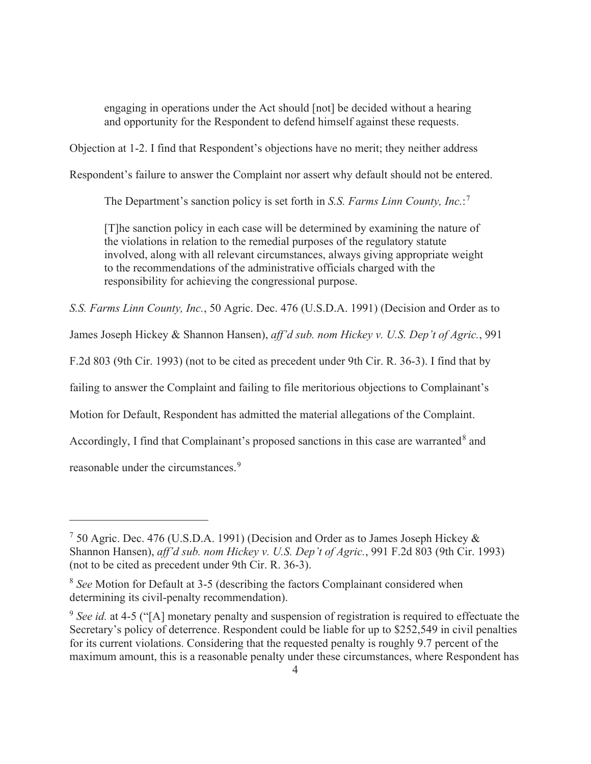> engaging in operations under the Act should [not] be decided without a hearing and opportunity for the Respondent to defend himself against these requests.

Objection at 1-2. I find that Respondent's objections have no merit; they neither address Respondent's failure to answer the Complaint nor assert why default should not be entered.

The Department's sanction policy is set forth in *S.S. Farms Linn County, Inc.*:[7]

> [T]he sanction policy in each case will be determined by examining the nature of the violations in relation to the remedial purposes of the regulatory statute involved, along with all relevant circumstances, always giving appropriate weight to the recommendations of the administrative officials charged with the responsibility for achieving the congressional purpose.

*S.S. Farms Linn County, Inc.*, 50 Agric. Dec. 476 (U.S.D.A. 1991) (Decision and Order as to James Joseph Hickey & Shannon Hansen), *aff'd sub. nom Hickey v. U.S. Dep't of Agric.*, 991 F.2d 803 (9th Cir. 1993) (not to be cited as precedent under 9th Cir. R. 36-3). I find that by failing to answer the Complaint and failing to file meritorious objections to Complainant's Motion for Default, Respondent has admitted the material allegations of the Complaint. Accordingly, I find that Complainant's proposed sanctions in this case are warranted[8] and reasonable under the circumstances.[9]

---

[7] 50 Agric. Dec. 476 (U.S.D.A. 1991) (Decision and Order as to James Joseph Hickey & Shannon Hansen), *aff'd sub. nom Hickey v. U.S. Dep't of Agric.*, 991 F.2d 803 (9th Cir. 1993) (not to be cited as precedent under 9th Cir. R. 36-3).

[8] *See* Motion for Default at 3-5 (describing the factors Complainant considered when determining its civil-penalty recommendation).

[9] *See id.* at 4-5 ("[A] monetary penalty and suspension of registration is required to effectuate the Secretary's policy of deterrence. Respondent could be liable for up to $252,549 in civil penalties for its current violations. Considering that the requested penalty is roughly 9.7 percent of the maximum amount, this is a reasonable penalty under these circumstances, where Respondent has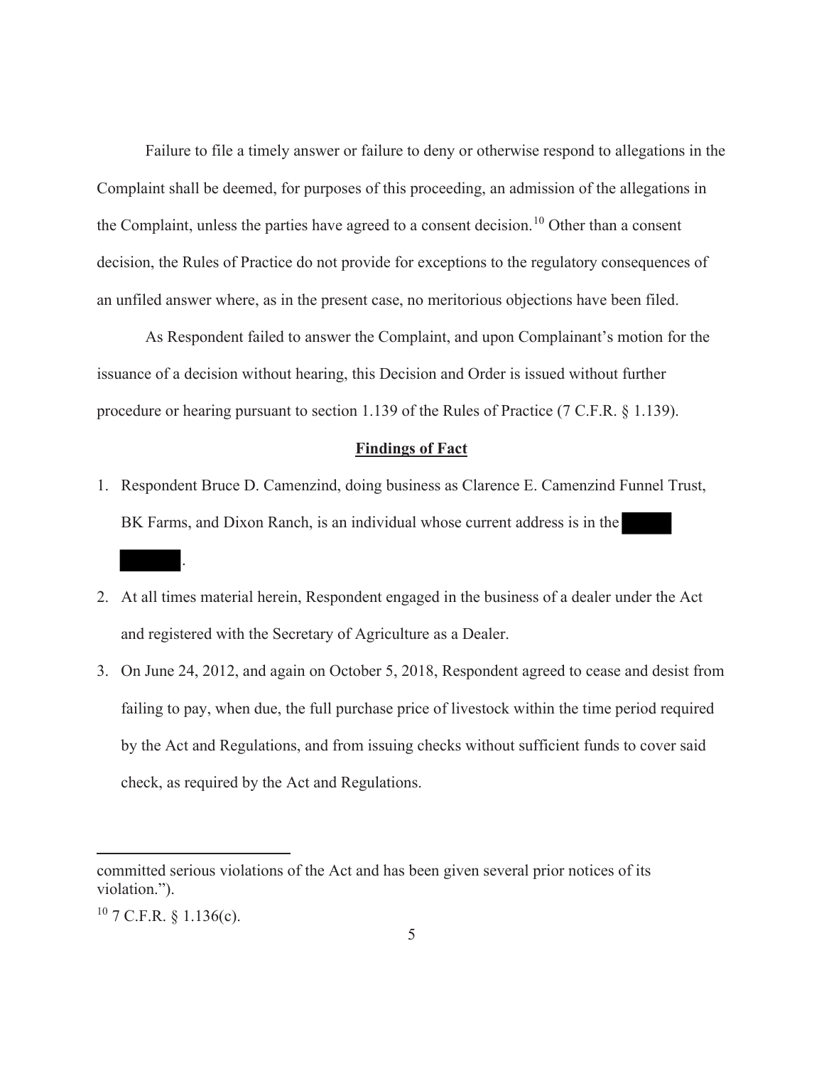Failure to file a timely answer or failure to deny or otherwise respond to allegations in the Complaint shall be deemed, for purposes of this proceeding, an admission of the allegations in the Complaint, unless the parties have agreed to a consent decision.[10] Other than a consent decision, the Rules of Practice do not provide for exceptions to the regulatory consequences of an unfiled answer where, as in the present case, no meritorious objections have been filed.

As Respondent failed to answer the Complaint, and upon Complainant's motion for the issuance of a decision without hearing, this Decision and Order is issued without further procedure or hearing pursuant to section 1.139 of the Rules of Practice (7 C.F.R. § 1.139).

## Findings of Fact

1. Respondent Bruce D. Camenzind, doing business as Clarence E. Camenzind Funnel Trust, BK Farms, and Dixon Ranch, is an individual whose current address is in the [REDACTED] [REDACTED].
2. At all times material herein, Respondent engaged in the business of a dealer under the Act and registered with the Secretary of Agriculture as a Dealer.
3. On June 24, 2012, and again on October 5, 2018, Respondent agreed to cease and desist from failing to pay, when due, the full purchase price of livestock within the time period required by the Act and Regulations, and from issuing checks without sufficient funds to cover said check, as required by the Act and Regulations.

---

committed serious violations of the Act and has been given several prior notices of its violation.").

[10] 7 C.F.R. § 1.136(c).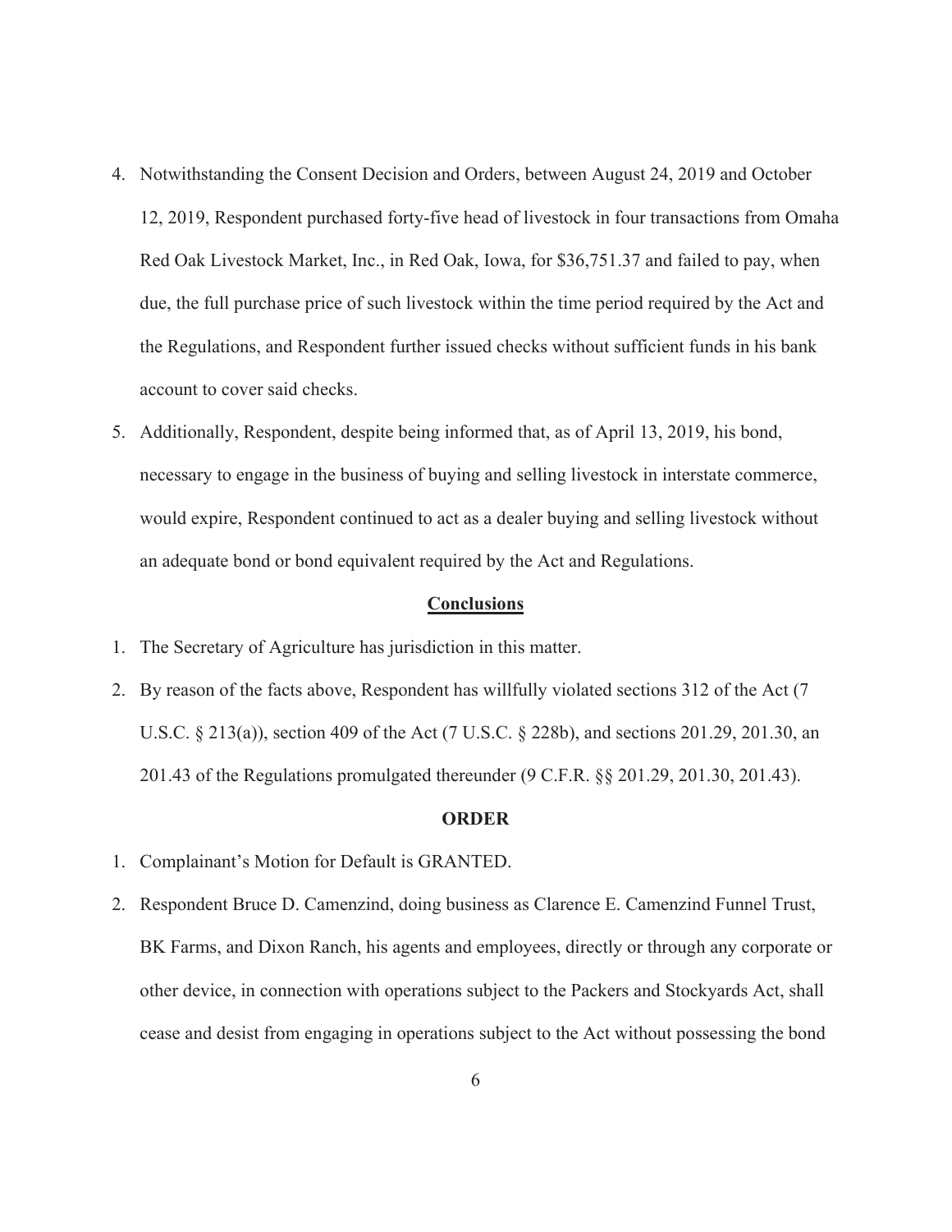4. Notwithstanding the Consent Decision and Orders, between August 24, 2019 and October 12, 2019, Respondent purchased forty-five head of livestock in four transactions from Omaha Red Oak Livestock Market, Inc., in Red Oak, Iowa, for $36,751.37 and failed to pay, when due, the full purchase price of such livestock within the time period required by the Act and the Regulations, and Respondent further issued checks without sufficient funds in his bank account to cover said checks.
5. Additionally, Respondent, despite being informed that, as of April 13, 2019, his bond, necessary to engage in the business of buying and selling livestock in interstate commerce, would expire, Respondent continued to act as a dealer buying and selling livestock without an adequate bond or bond equivalent required by the Act and Regulations.

## **Conclusions**

1. The Secretary of Agriculture has jurisdiction in this matter.
2. By reason of the facts above, Respondent has willfully violated sections 312 of the Act (7 U.S.C. § 213(a)), section 409 of the Act (7 U.S.C. § 228b), and sections 201.29, 201.30, an 201.43 of the Regulations promulgated thereunder (9 C.F.R. §§ 201.29, 201.30, 201.43).

## **ORDER**

1. Complainant's Motion for Default is GRANTED.
2. Respondent Bruce D. Camenzind, doing business as Clarence E. Camenzind Funnel Trust, BK Farms, and Dixon Ranch, his agents and employees, directly or through any corporate or other device, in connection with operations subject to the Packers and Stockyards Act, shall cease and desist from engaging in operations subject to the Act without possessing the bond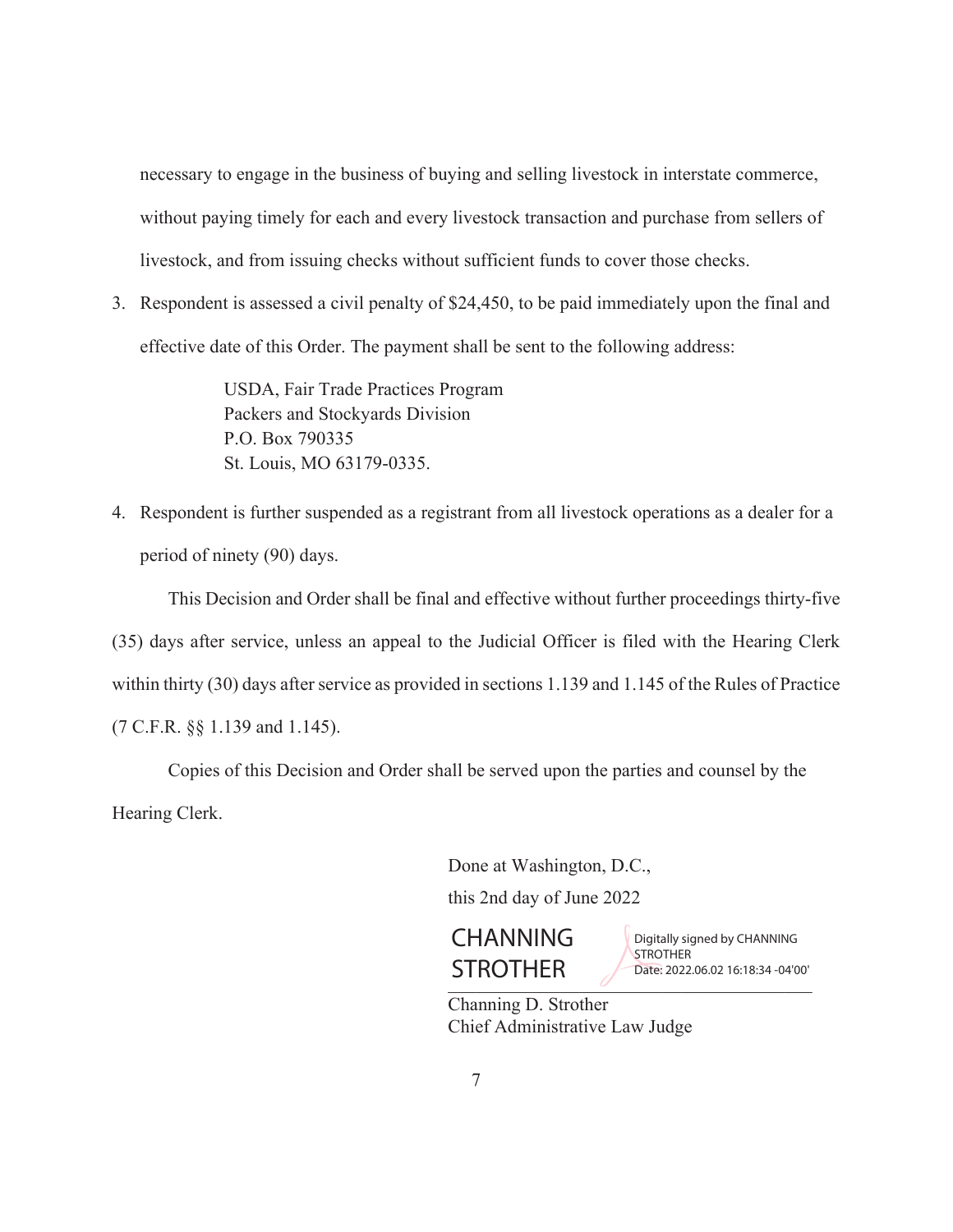necessary to engage in the business of buying and selling livestock in interstate commerce, without paying timely for each and every livestock transaction and purchase from sellers of livestock, and from issuing checks without sufficient funds to cover those checks.

3. Respondent is assessed a civil penalty of $24,450, to be paid immediately upon the final and effective date of this Order. The payment shall be sent to the following address:

   USDA, Fair Trade Practices Program
   Packers and Stockyards Division
   P.O. Box 790335
   St. Louis, MO 63179-0335.

4. Respondent is further suspended as a registrant from all livestock operations as a dealer for a period of ninety (90) days.

This Decision and Order shall be final and effective without further proceedings thirty-five (35) days after service, unless an appeal to the Judicial Officer is filed with the Hearing Clerk within thirty (30) days after service as provided in sections 1.139 and 1.145 of the Rules of Practice (7 C.F.R. §§ 1.139 and 1.145).

Copies of this Decision and Order shall be served upon the parties and counsel by the Hearing Clerk.

Done at Washington, D.C.,
this 2nd day of June 2022

CHANNING STROTHER
Digitally signed by CHANNING STROTHER
Date: 2022.06.02 16:18:34 -04'00'

Channing D. Strother
Chief Administrative Law Judge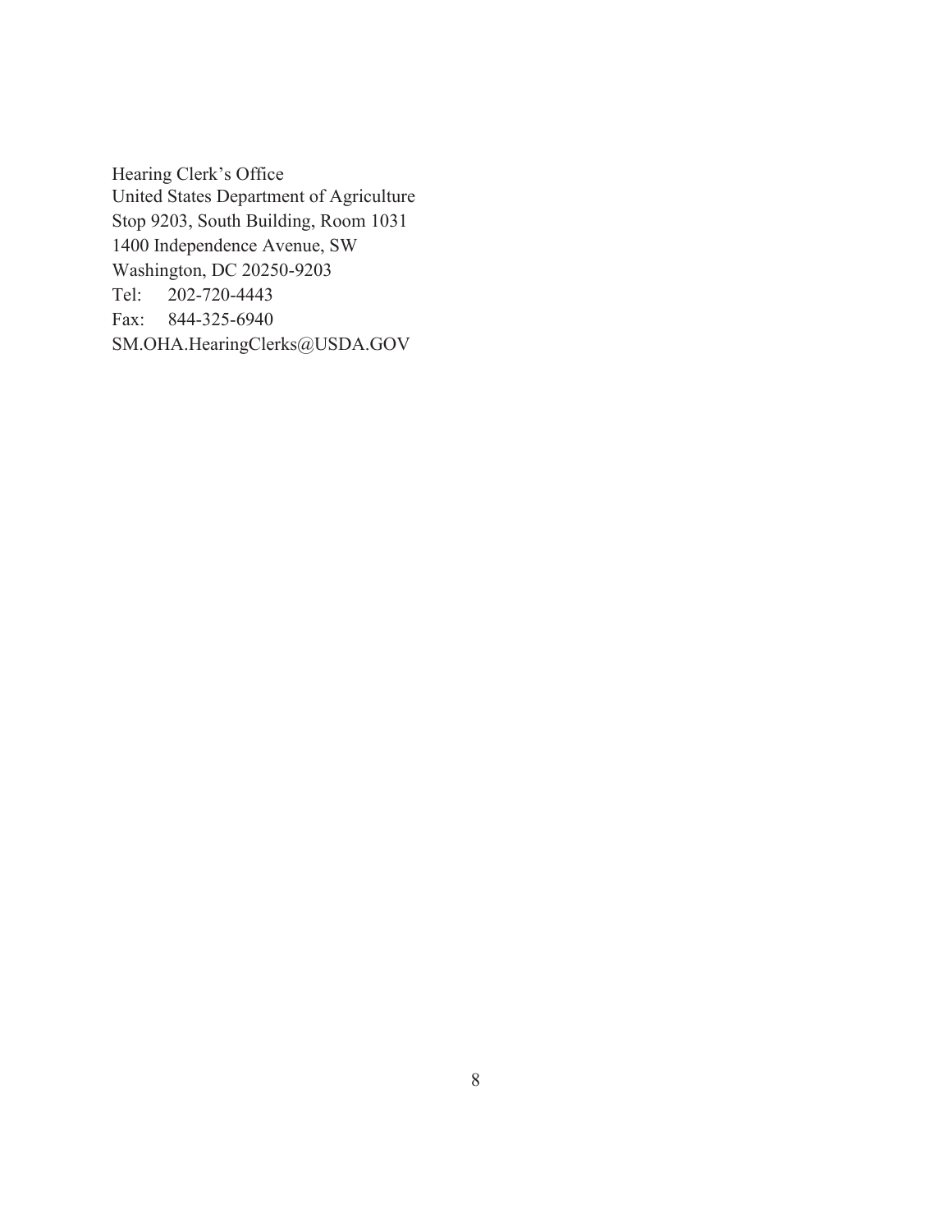Hearing Clerk's Office
United States Department of Agriculture
Stop 9203, South Building, Room 1031
1400 Independence Avenue, SW
Washington, DC 20250-9203
Tel: 202-720-4443
Fax: 844-325-6940
SM.OHA.HearingClerks@USDA.GOV